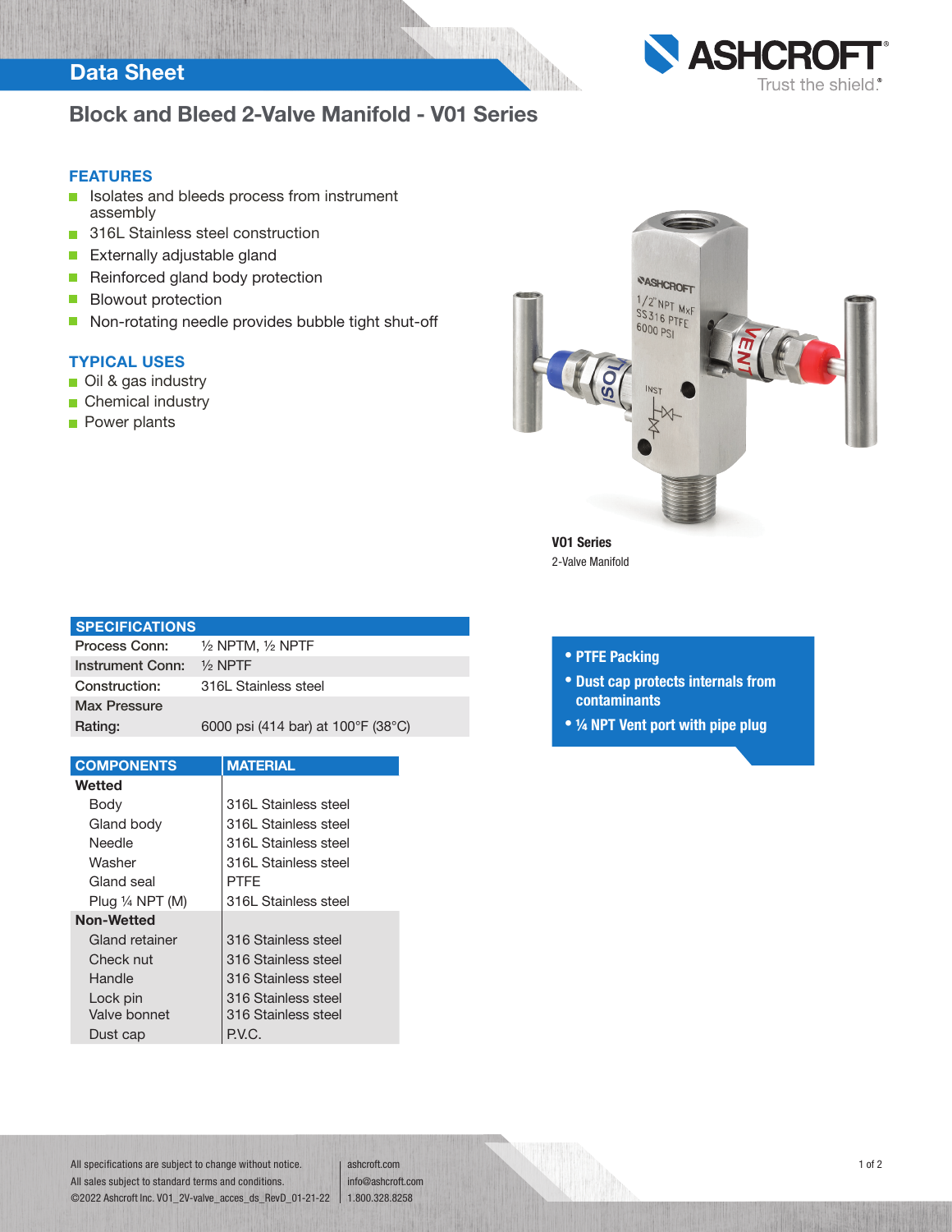# Data Sheet

## Block and Bleed 2-Valve Manifold - V01 Series

### FEATURES

- Isolates and bleeds process from instrument assembly
- 316L Stainless steel construction
- Externally adjustable gland
- Reinforced gland body protection
- Blowout protection
- Non-rotating needle provides bubble tight shut-off

### TYPICAL USES

- Oil & gas industry
- Chemical industry
- Power plants

**V01 Series**
2-Valve Manifold

| SPECIFICATIONS | |
|---|---|
| Process Conn: | ½ NPTM, ½ NPTF |
| Instrument Conn: | ½ NPTF |
| Construction: | 316L Stainless steel |
| Max Pressure Rating: | 6000 psi (414 bar) at 100°F (38°C) |

- **PTFE Packing**
- **Dust cap protects internals from contaminants**
- **¼ NPT Vent port with pipe plug**

| COMPONENTS | MATERIAL |
|---|---|
| **Wetted** | |
| Body | 316L Stainless steel |
| Gland body | 316L Stainless steel |
| Needle | 316L Stainless steel |
| Washer | 316L Stainless steel |
| Gland seal | PTFE |
| Plug ¼ NPT (M) | 316L Stainless steel |
| **Non-Wetted** | |
| Gland retainer | 316 Stainless steel |
| Check nut | 316 Stainless steel |
| Handle | 316 Stainless steel |
| Lock pin | 316 Stainless steel |
| Valve bonnet | 316 Stainless steel |
| Dust cap | P.V.C. |

All specifications are subject to change without notice.
All sales subject to standard terms and conditions.
©2022 Ashcroft Inc. V01_2V-valve_acces_ds_RevD_01-21-22

ashcroft.com
info@ashcroft.com
1.800.328.8258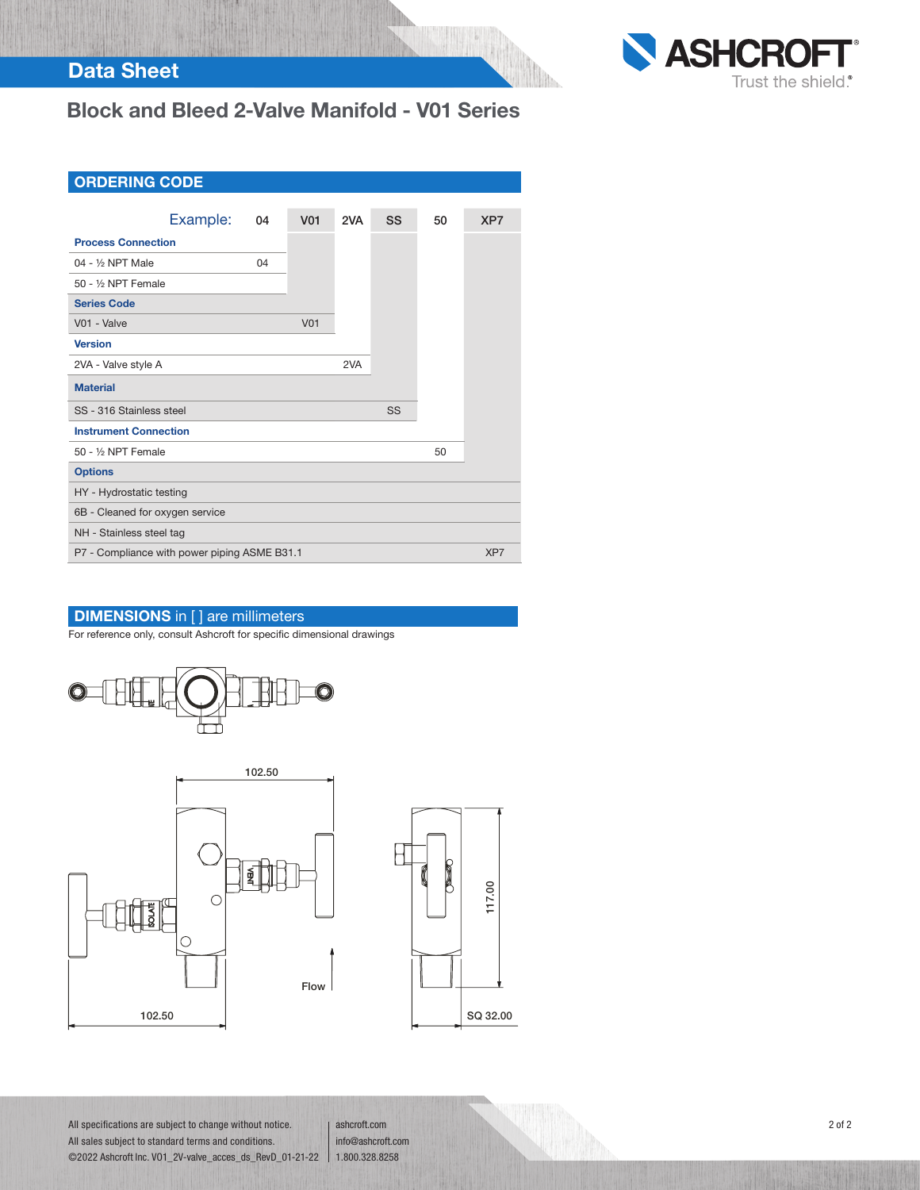## Data Sheet

# Block and Bleed 2-Valve Manifold - V01 Series

## ORDERING CODE

| Example: | 04 | V01 | 2VA | SS | 50 | XP7 |
|---|---|---|---|---|---|---|
| **Process Connection** | | | | | | |
| 04 - ½ NPT Male | 04 | | | | | |
| 50 - ½ NPT Female | | | | | | |
| **Series Code** | | | | | | |
| V01 - Valve | | V01 | | | | |
| **Version** | | | | | | |
| 2VA - Valve style A | | | 2VA | | | |
| **Material** | | | | | | |
| SS - 316 Stainless steel | | | | SS | | |
| **Instrument Connection** | | | | | | |
| 50 - ½ NPT Female | | | | | 50 | |
| **Options** | | | | | | |
| HY - Hydrostatic testing | | | | | | |
| 6B - Cleaned for oxygen service | | | | | | |
| NH - Stainless steel tag | | | | | | |
| P7 - Compliance with power piping ASME B31.1 | | | | | | XP7 |

## DIMENSIONS in [ ] are millimeters

For reference only, consult Ashcroft for specific dimensional drawings

102.50

VENT

ISOLATE

Flow

102.50

117.00

SQ 32.00

All specifications are subject to change without notice.
All sales subject to standard terms and conditions.
©2022 Ashcroft Inc. V01_2V-valve_acces_ds_RevD_01-21-22

ashcroft.com
info@ashcroft.com
1.800.328.8258